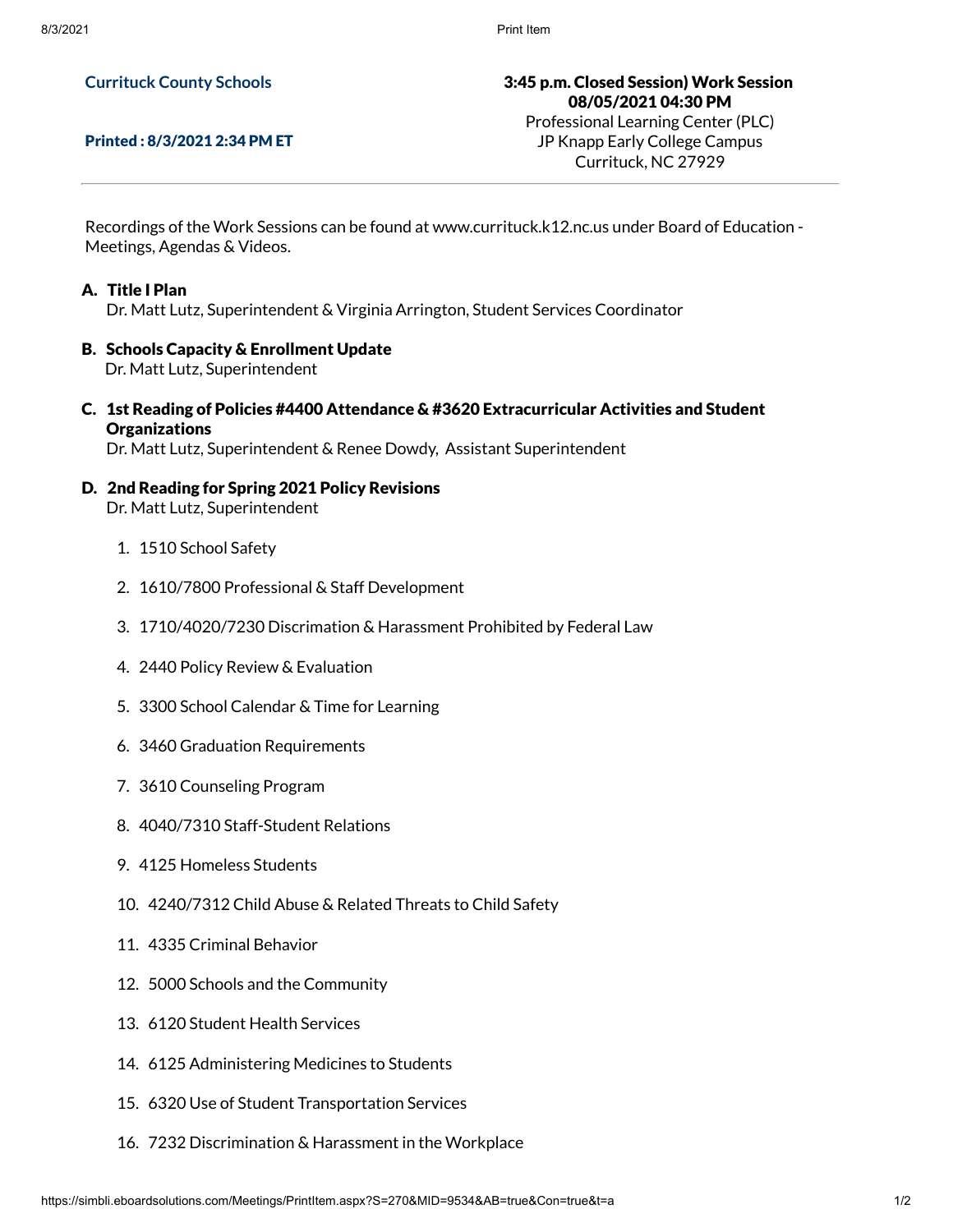**Currituck County Schools**

**Printed : 8/3/2021 2:34 PM ET**

**3:45 p.m. Closed Session) Work Session**
**08/05/2021 04:30 PM**
Professional Learning Center (PLC)
JP Knapp Early College Campus
Currituck, NC 27929

---

Recordings of the Work Sessions can be found at www.currituck.k12.nc.us under Board of Education - Meetings, Agendas & Videos.

**A. Title I Plan**
Dr. Matt Lutz, Superintendent & Virginia Arrington, Student Services Coordinator

**B. Schools Capacity & Enrollment Update**
Dr. Matt Lutz, Superintendent

**C. 1st Reading of Policies #4400 Attendance & #3620 Extracurricular Activities and Student Organizations**
Dr. Matt Lutz, Superintendent & Renee Dowdy, Assistant Superintendent

**D. 2nd Reading for Spring 2021 Policy Revisions**
Dr. Matt Lutz, Superintendent

1. 1510 School Safety
2. 1610/7800 Professional & Staff Development
3. 1710/4020/7230 Discrimation & Harassment Prohibited by Federal Law
4. 2440 Policy Review & Evaluation
5. 3300 School Calendar & Time for Learning
6. 3460 Graduation Requirements
7. 3610 Counseling Program
8. 4040/7310 Staff-Student Relations
9. 4125 Homeless Students
10. 4240/7312 Child Abuse & Related Threats to Child Safety
11. 4335 Criminal Behavior
12. 5000 Schools and the Community
13. 6120 Student Health Services
14. 6125 Administering Medicines to Students
15. 6320 Use of Student Transportation Services
16. 7232 Discrimination & Harassment in the Workplace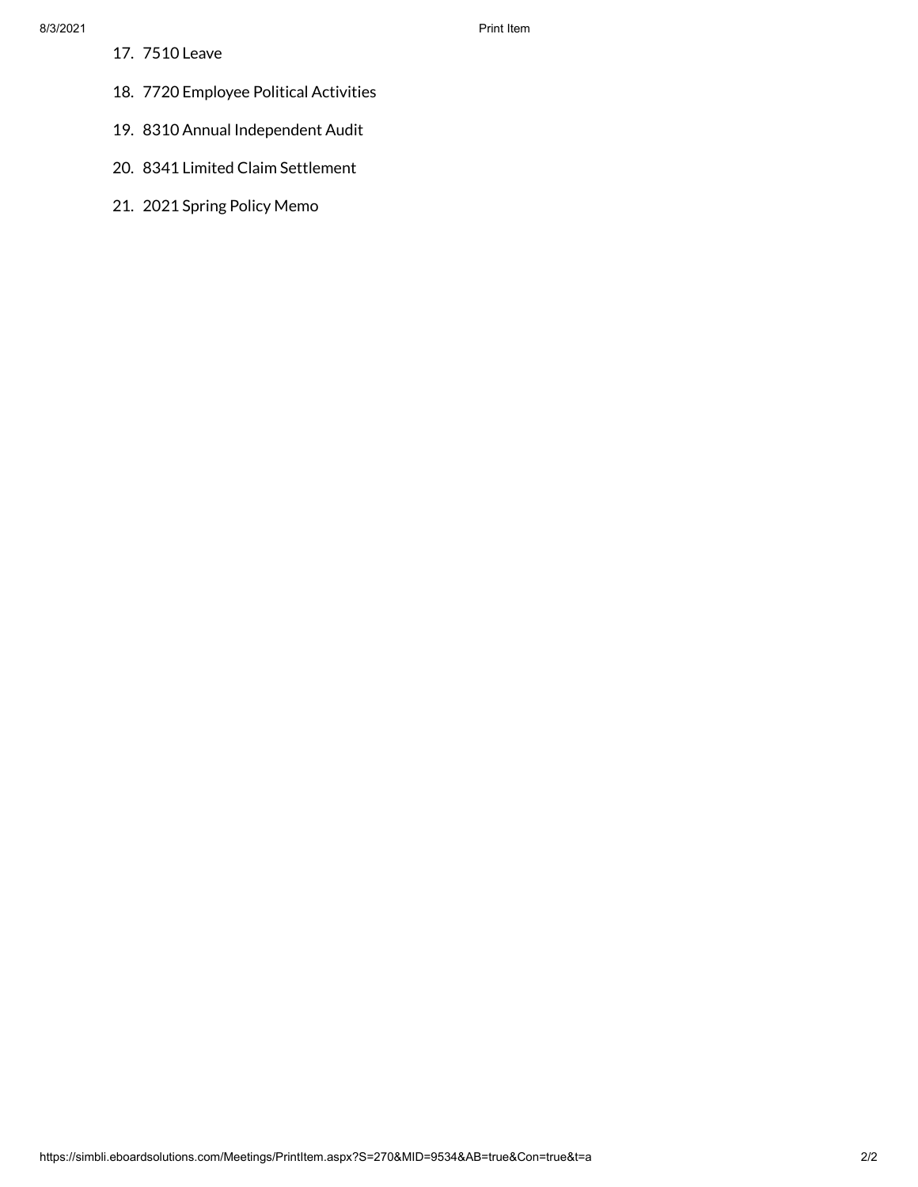17. 7510 Leave
18. 7720 Employee Political Activities
19. 8310 Annual Independent Audit
20. 8341 Limited Claim Settlement
21. 2021 Spring Policy Memo